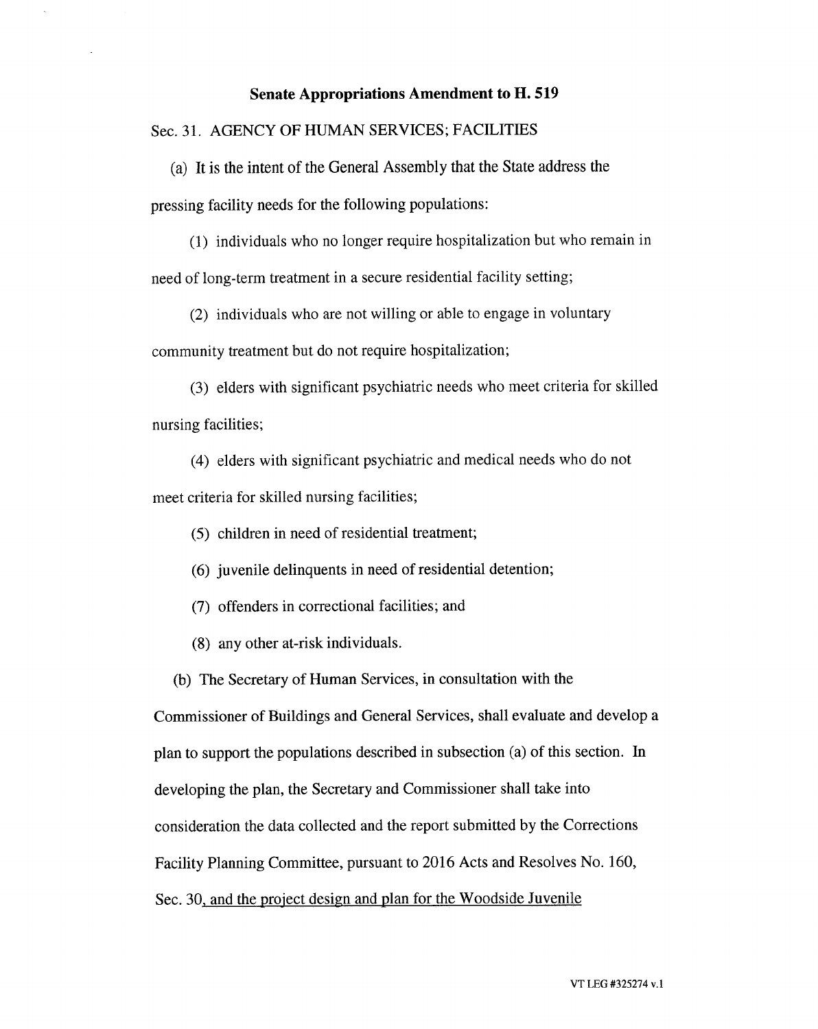**Senate Appropriations Amendment to H. 519**

Sec. 31. AGENCY OF HUMAN SERVICES; FACILITIES

(a) It is the intent of the General Assembly that the State address the pressing facility needs for the following populations:

(1) individuals who no longer require hospitalization but who remain in need of long-term treatment in a secure residential facility setting;

(2) individuals who are not willing or able to engage in voluntary community treatment but do not require hospitalization;

(3) elders with significant psychiatric needs who meet criteria for skilled nursing facilities;

(4) elders with significant psychiatric and medical needs who do not meet criteria for skilled nursing facilities;

(5) children in need of residential treatment;

(6) juvenile delinquents in need of residential detention;

(7) offenders in correctional facilities; and

(8) any other at-risk individuals.

(b) The Secretary of Human Services, in consultation with the Commissioner of Buildings and General Services, shall evaluate and develop a plan to support the populations described in subsection (a) of this section. In developing the plan, the Secretary and Commissioner shall take into consideration the data collected and the report submitted by the Corrections Facility Planning Committee, pursuant to 2016 Acts and Resolves No. 160, Sec. 30, and the project design and plan for the Woodside Juvenile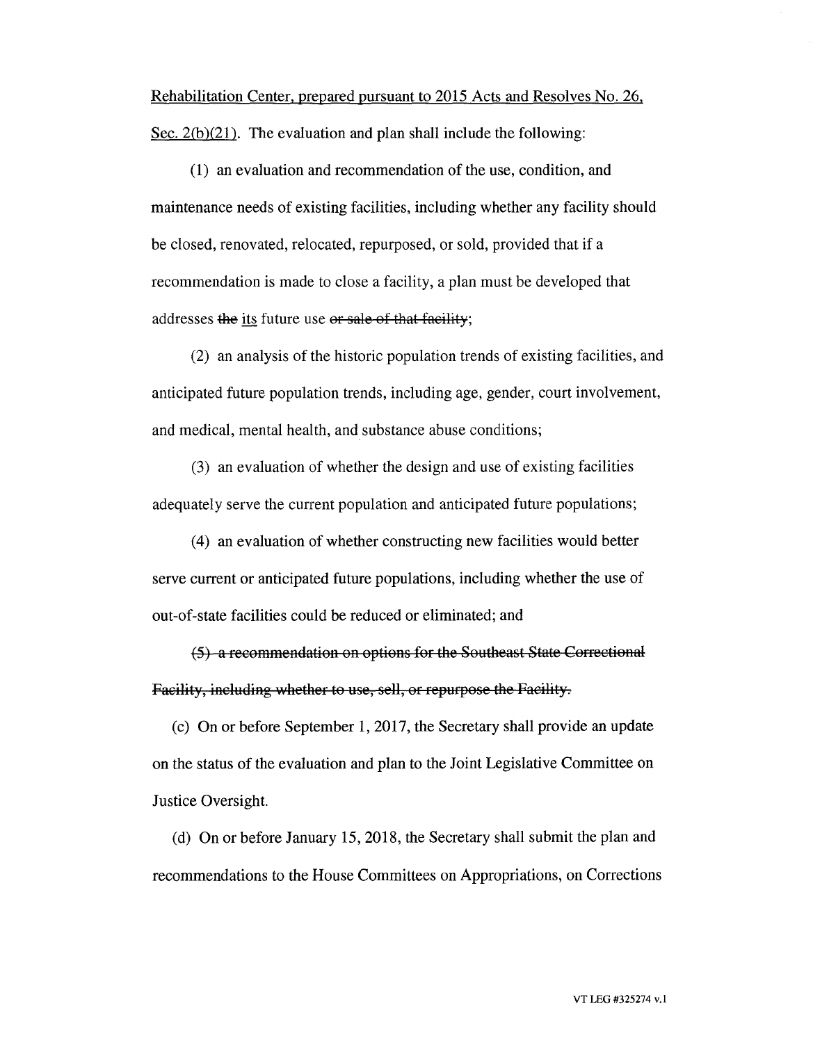Rehabilitation Center, prepared pursuant to 2015 Acts and Resolves No. 26, Sec. 2(b)(21). The evaluation and plan shall include the following:

(1) an evaluation and recommendation of the use, condition, and maintenance needs of existing facilities, including whether any facility should be closed, renovated, relocated, repurposed, or sold, provided that if a recommendation is made to close a facility, a plan must be developed that addresses ~~the~~ its future use ~~or sale of that facility~~;

(2) an analysis of the historic population trends of existing facilities, and anticipated future population trends, including age, gender, court involvement, and medical, mental health, and substance abuse conditions;

(3) an evaluation of whether the design and use of existing facilities adequately serve the current population and anticipated future populations;

(4) an evaluation of whether constructing new facilities would better serve current or anticipated future populations, including whether the use of out-of-state facilities could be reduced or eliminated; and

~~(5) a recommendation on options for the Southeast State Correctional Facility, including whether to use, sell, or repurpose the Facility.~~

(c) On or before September 1, 2017, the Secretary shall provide an update on the status of the evaluation and plan to the Joint Legislative Committee on Justice Oversight.

(d) On or before January 15, 2018, the Secretary shall submit the plan and recommendations to the House Committees on Appropriations, on Corrections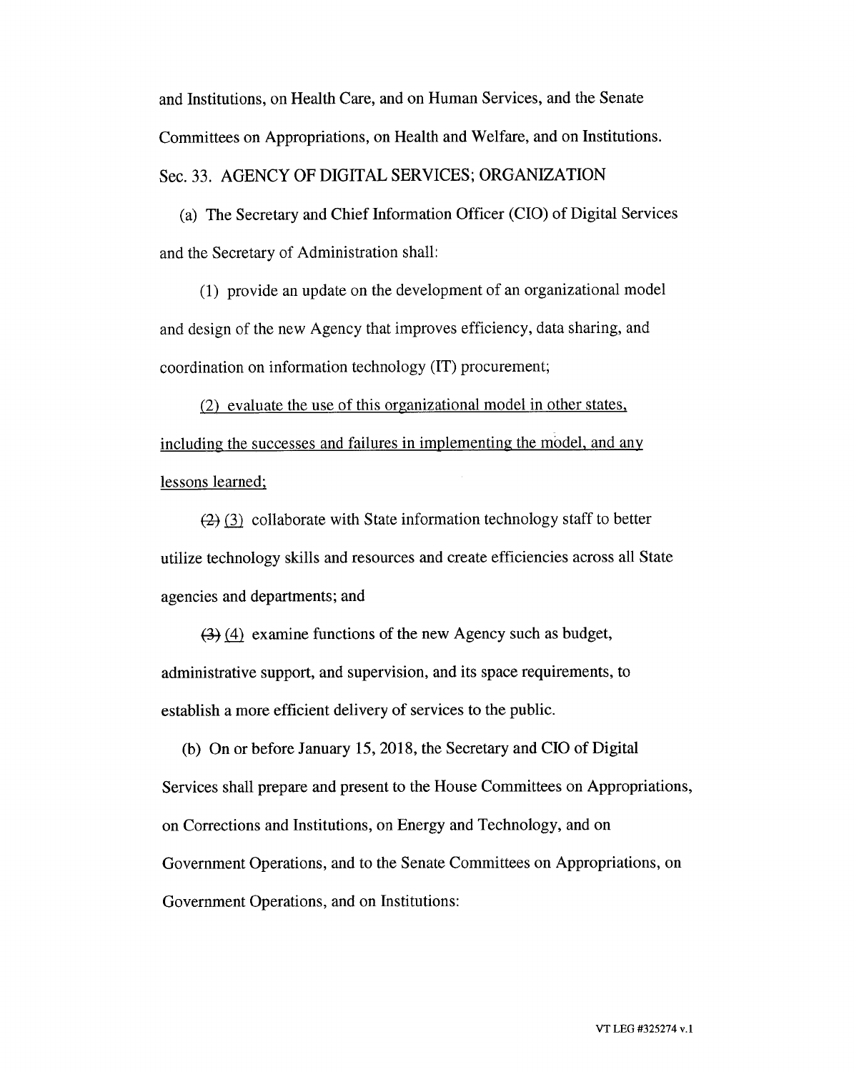and Institutions, on Health Care, and on Human Services, and the Senate Committees on Appropriations, on Health and Welfare, and on Institutions.

Sec. 33. AGENCY OF DIGITAL SERVICES; ORGANIZATION

(a) The Secretary and Chief Information Officer (CIO) of Digital Services and the Secretary of Administration shall:

(1) provide an update on the development of an organizational model and design of the new Agency that improves efficiency, data sharing, and coordination on information technology (IT) procurement;

<u>(2) evaluate the use of this organizational model in other states, including the successes and failures in implementing the model, and any lessons learned;</u>

~~(2)~~ <u>(3)</u> collaborate with State information technology staff to better utilize technology skills and resources and create efficiencies across all State agencies and departments; and

~~(3)~~ <u>(4)</u> examine functions of the new Agency such as budget, administrative support, and supervision, and its space requirements, to establish a more efficient delivery of services to the public.

(b) On or before January 15, 2018, the Secretary and CIO of Digital Services shall prepare and present to the House Committees on Appropriations, on Corrections and Institutions, on Energy and Technology, and on Government Operations, and to the Senate Committees on Appropriations, on Government Operations, and on Institutions: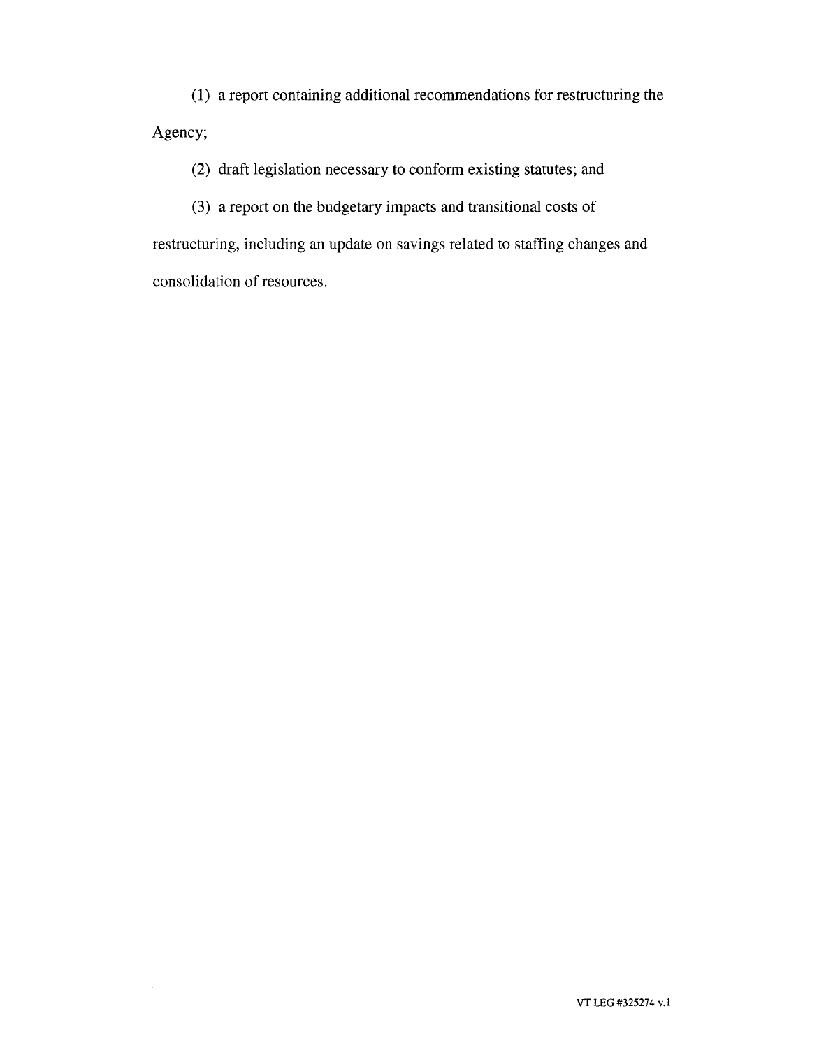(1) a report containing additional recommendations for restructuring the Agency;

(2) draft legislation necessary to conform existing statutes; and

(3) a report on the budgetary impacts and transitional costs of restructuring, including an update on savings related to staffing changes and consolidation of resources.

VT LEG #325274 v.1